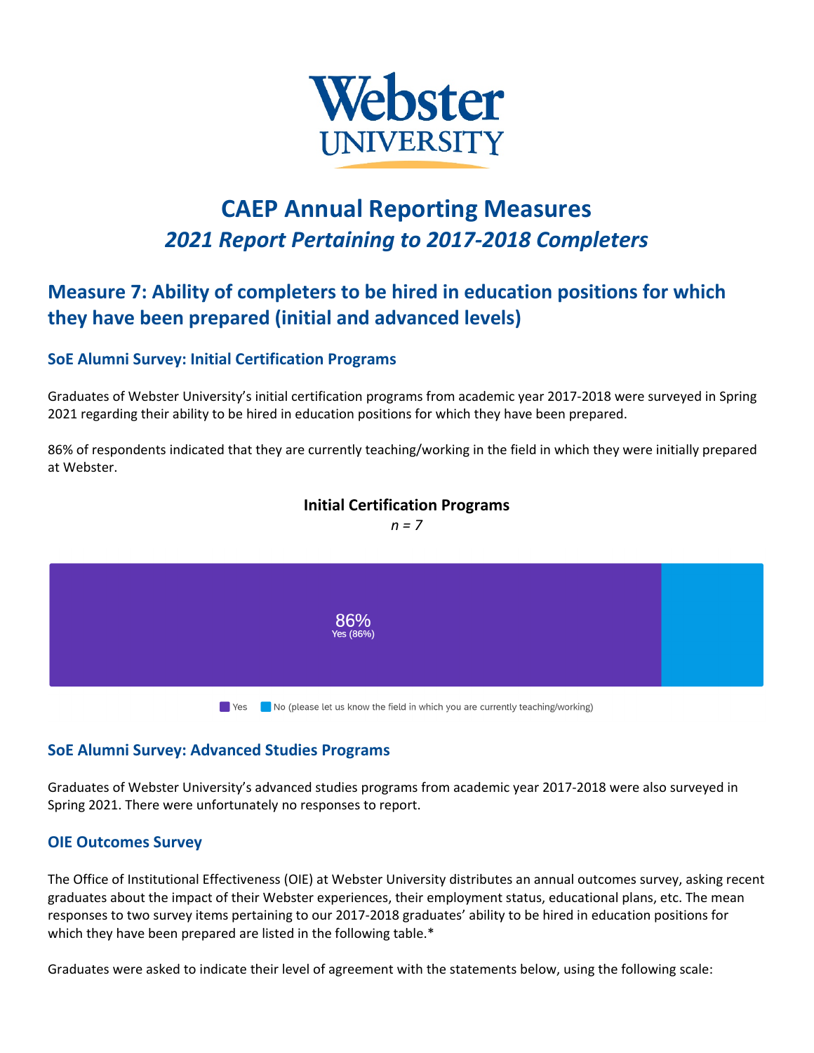Webster UNIVERSITY

# CAEP Annual Reporting Measures

## *2021 Report Pertaining to 2017-2018 Completers*

## Measure 7: Ability of completers to be hired in education positions for which they have been prepared (initial and advanced levels)

### SoE Alumni Survey: Initial Certification Programs

Graduates of Webster University's initial certification programs from academic year 2017-2018 were surveyed in Spring 2021 regarding their ability to be hired in education positions for which they have been prepared.

86% of respondents indicated that they are currently teaching/working in the field in which they were initially prepared at Webster.

**Initial Certification Programs**

*n = 7*

86%
Yes (86%)

Yes | No (please let us know the field in which you are currently teaching/working)

### SoE Alumni Survey: Advanced Studies Programs

Graduates of Webster University's advanced studies programs from academic year 2017-2018 were also surveyed in Spring 2021. There were unfortunately no responses to report.

### OIE Outcomes Survey

The Office of Institutional Effectiveness (OIE) at Webster University distributes an annual outcomes survey, asking recent graduates about the impact of their Webster experiences, their employment status, educational plans, etc. The mean responses to two survey items pertaining to our 2017-2018 graduates' ability to be hired in education positions for which they have been prepared are listed in the following table.*

Graduates were asked to indicate their level of agreement with the statements below, using the following scale: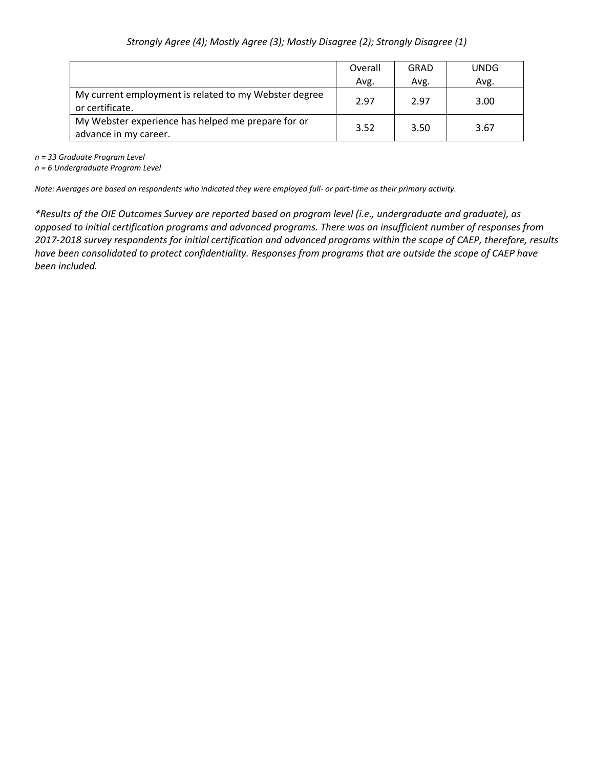*Strongly Agree (4); Mostly Agree (3); Mostly Disagree (2); Strongly Disagree (1)*

| | Overall Avg. | GRAD Avg. | UNDG Avg. |
|---|---|---|---|
| My current employment is related to my Webster degree or certificate. | 2.97 | 2.97 | 3.00 |
| My Webster experience has helped me prepare for or advance in my career. | 3.52 | 3.50 | 3.67 |

*n = 33 Graduate Program Level*
*n = 6 Undergraduate Program Level*

*Note: Averages are based on respondents who indicated they were employed full- or part-time as their primary activity.*

**Results of the OIE Outcomes Survey are reported based on program level (i.e., undergraduate and graduate), as opposed to initial certification programs and advanced programs. There was an insufficient number of responses from 2017-2018 survey respondents for initial certification and advanced programs within the scope of CAEP, therefore, results have been consolidated to protect confidentiality. Responses from programs that are outside the scope of CAEP have been included.*